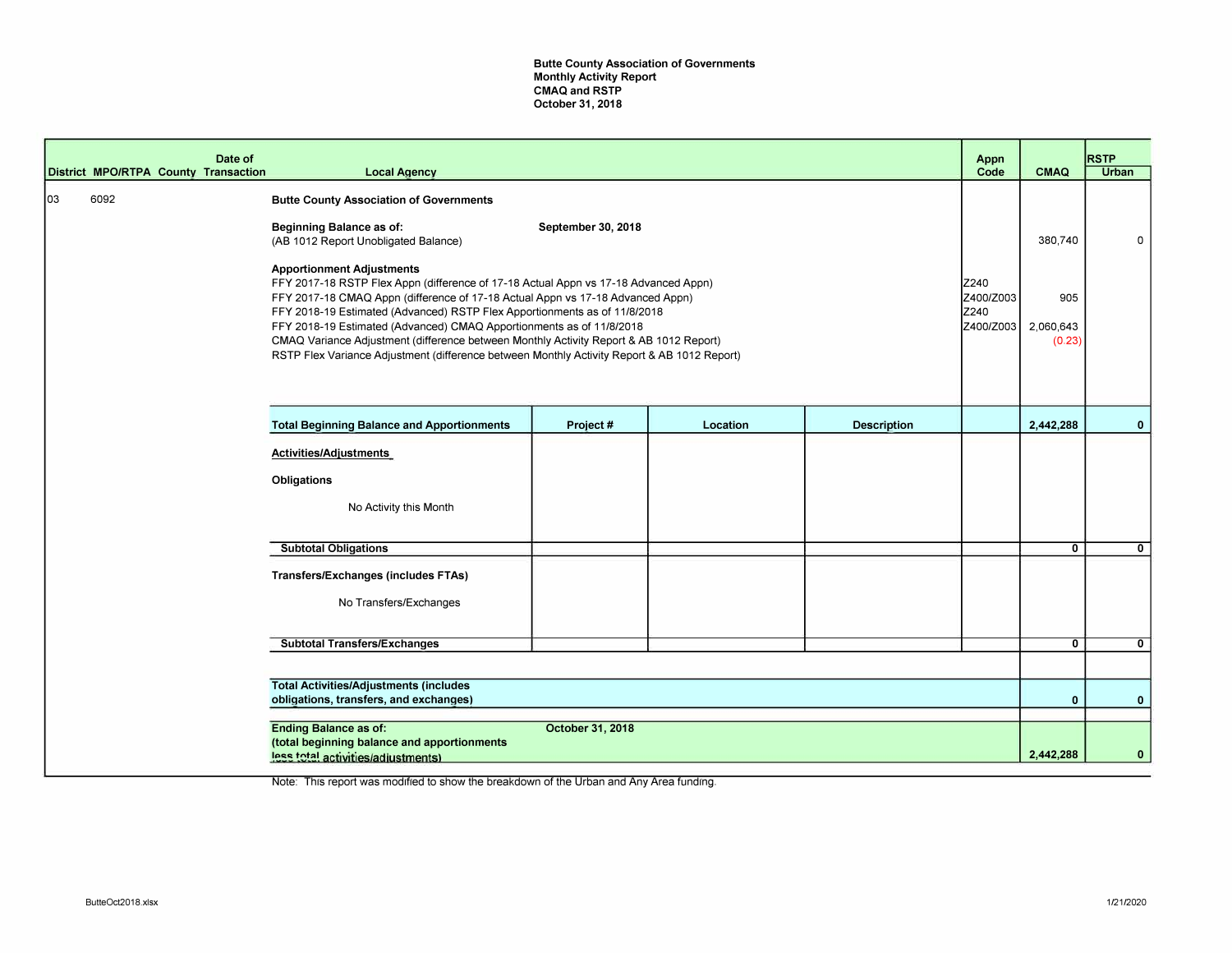**Butte County Association of Governments**
**Monthly Activity Report**
**CMAQ and RSTP**
**October 31, 2018**

| District | MPO/RTPA | County | Date of Transaction | Local Agency | Project # | Location | Description | Appn Code | CMAQ | RSTP Urban |
|---|---|---|---|---|---|---|---|---|---|---|
| 03 | 6092 | | | **Butte County Association of Governments** | | | | | | |
| | | | | **Beginning Balance as of:** September 30, 2018 (AB 1012 Report Unobligated Balance) | | | | | 380,740 | 0 |
| | | | | **Apportionment Adjustments** | | | | | | |
| | | | | FFY 2017-18 RSTP Flex Appn (difference of 17-18 Actual Appn vs 17-18 Advanced Appn) | | | | Z240 | | |
| | | | | FFY 2017-18 CMAQ Appn (difference of 17-18 Actual Appn vs 17-18 Advanced Appn) | | | | Z400/Z003 | 905 | |
| | | | | FFY 2018-19 Estimated (Advanced) RSTP Flex Apportionments as of 11/8/2018 | | | | Z240 | | |
| | | | | FFY 2018-19 Estimated (Advanced) CMAQ Apportionments as of 11/8/2018 | | | | Z400/Z003 | 2,060,643 | |
| | | | | CMAQ Variance Adjustment (difference between Monthly Activity Report & AB 1012 Report) | | | | | (0.23) | |
| | | | | RSTP Flex Variance Adjustment (difference between Monthly Activity Report & AB 1012 Report) | | | | | | |
| | | | | **Total Beginning Balance and Apportionments** | | | | | **2,442,288** | **0** |
| | | | | **Activities/Adjustments** | | | | | | |
| | | | | **Obligations** | | | | | | |
| | | | | No Activity this Month | | | | | | |
| | | | | **Subtotal Obligations** | | | | | **0** | **0** |
| | | | | **Transfers/Exchanges (includes FTAs)** | | | | | | |
| | | | | No Transfers/Exchanges | | | | | | |
| | | | | **Subtotal Transfers/Exchanges** | | | | | **0** | **0** |
| | | | | **Total Activities/Adjustments (includes obligations, transfers, and exchanges)** | | | | | **0** | **0** |
| | | | | **Ending Balance as of:** October 31, 2018 **(total beginning balance and apportionments less total activities/adjustments)** | | | | | **2,442,288** | **0** |

Note: This report was modified to show the breakdown of the Urban and Any Area funding.

ButteOct2018.xlsx

1/21/2020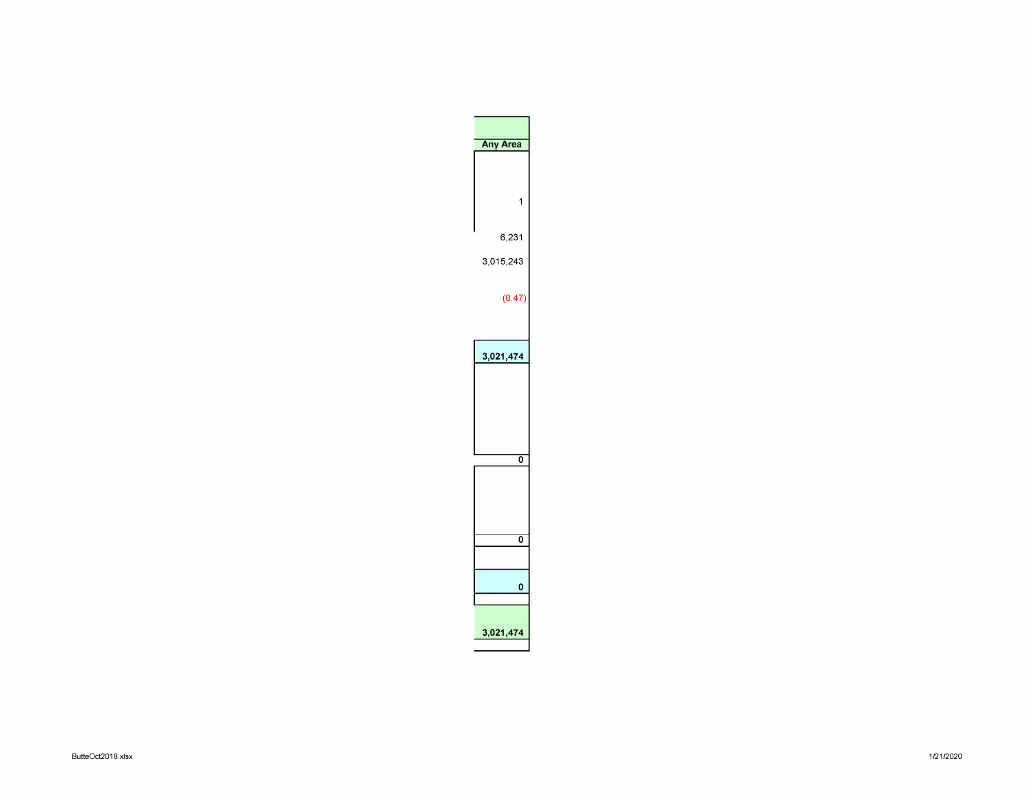| Any Area |
| --- |
| 1 |
| 6,231 |
| 3,015,243 |
| (0.47) |
| **3,021,474** |
| **0** |
| **0** |
| **0** |
| **3,021,474** |